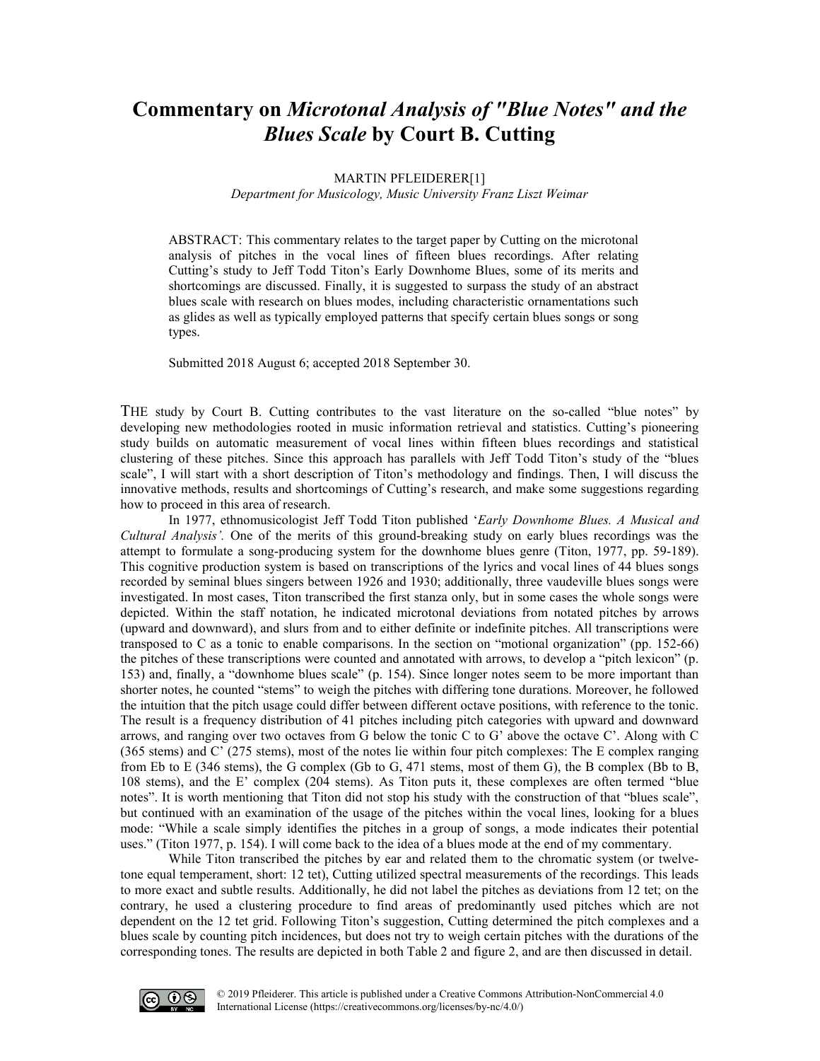# Commentary on *Microtonal Analysis of "Blue Notes" and the Blues Scale* by Court B. Cutting

MARTIN PFLEIDERER[1]

*Department for Musicology, Music University Franz Liszt Weimar*

ABSTRACT: This commentary relates to the target paper by Cutting on the microtonal analysis of pitches in the vocal lines of fifteen blues recordings. After relating Cutting's study to Jeff Todd Titon's Early Downhome Blues, some of its merits and shortcomings are discussed. Finally, it is suggested to surpass the study of an abstract blues scale with research on blues modes, including characteristic ornamentations such as glides as well as typically employed patterns that specify certain blues songs or song types.

Submitted 2018 August 6; accepted 2018 September 30.

THE study by Court B. Cutting contributes to the vast literature on the so-called "blue notes" by developing new methodologies rooted in music information retrieval and statistics. Cutting's pioneering study builds on automatic measurement of vocal lines within fifteen blues recordings and statistical clustering of these pitches. Since this approach has parallels with Jeff Todd Titon's study of the "blues scale", I will start with a short description of Titon's methodology and findings. Then, I will discuss the innovative methods, results and shortcomings of Cutting's research, and make some suggestions regarding how to proceed in this area of research.

In 1977, ethnomusicologist Jeff Todd Titon published '*Early Downhome Blues. A Musical and Cultural Analysis'.* One of the merits of this ground-breaking study on early blues recordings was the attempt to formulate a song-producing system for the downhome blues genre (Titon, 1977, pp. 59-189). This cognitive production system is based on transcriptions of the lyrics and vocal lines of 44 blues songs recorded by seminal blues singers between 1926 and 1930; additionally, three vaudeville blues songs were investigated. In most cases, Titon transcribed the first stanza only, but in some cases the whole songs were depicted. Within the staff notation, he indicated microtonal deviations from notated pitches by arrows (upward and downward), and slurs from and to either definite or indefinite pitches. All transcriptions were transposed to C as a tonic to enable comparisons. In the section on "motional organization" (pp. 152-66) the pitches of these transcriptions were counted and annotated with arrows, to develop a "pitch lexicon" (p. 153) and, finally, a "downhome blues scale" (p. 154). Since longer notes seem to be more important than shorter notes, he counted "stems" to weigh the pitches with differing tone durations. Moreover, he followed the intuition that the pitch usage could differ between different octave positions, with reference to the tonic. The result is a frequency distribution of 41 pitches including pitch categories with upward and downward arrows, and ranging over two octaves from G below the tonic C to G' above the octave C'. Along with C (365 stems) and C' (275 stems), most of the notes lie within four pitch complexes: The E complex ranging from Eb to E (346 stems), the G complex (Gb to G, 471 stems, most of them G), the B complex (Bb to B, 108 stems), and the E' complex (204 stems). As Titon puts it, these complexes are often termed "blue notes". It is worth mentioning that Titon did not stop his study with the construction of that "blues scale", but continued with an examination of the usage of the pitches within the vocal lines, looking for a blues mode: "While a scale simply identifies the pitches in a group of songs, a mode indicates their potential uses." (Titon 1977, p. 154). I will come back to the idea of a blues mode at the end of my commentary.

While Titon transcribed the pitches by ear and related them to the chromatic system (or twelve-tone equal temperament, short: 12 tet), Cutting utilized spectral measurements of the recordings. This leads to more exact and subtle results. Additionally, he did not label the pitches as deviations from 12 tet; on the contrary, he used a clustering procedure to find areas of predominantly used pitches which are not dependent on the 12 tet grid. Following Titon's suggestion, Cutting determined the pitch complexes and a blues scale by counting pitch incidences, but does not try to weigh certain pitches with the durations of the corresponding tones. The results are depicted in both Table 2 and figure 2, and are then discussed in detail.

© 2019 Pfleiderer. This article is published under a Creative Commons Attribution-NonCommercial 4.0 International License (https://creativecommons.org/licenses/by-nc/4.0/)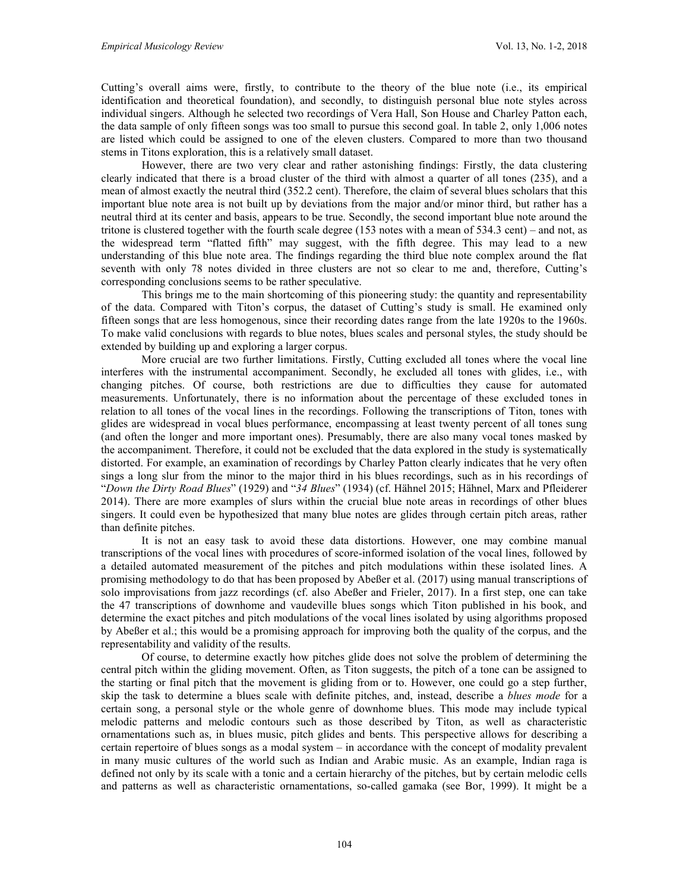Cutting's overall aims were, firstly, to contribute to the theory of the blue note (i.e., its empirical identification and theoretical foundation), and secondly, to distinguish personal blue note styles across individual singers. Although he selected two recordings of Vera Hall, Son House and Charley Patton each, the data sample of only fifteen songs was too small to pursue this second goal. In table 2, only 1,006 notes are listed which could be assigned to one of the eleven clusters. Compared to more than two thousand stems in Titons exploration, this is a relatively small dataset.

However, there are two very clear and rather astonishing findings: Firstly, the data clustering clearly indicated that there is a broad cluster of the third with almost a quarter of all tones (235), and a mean of almost exactly the neutral third (352.2 cent). Therefore, the claim of several blues scholars that this important blue note area is not built up by deviations from the major and/or minor third, but rather has a neutral third at its center and basis, appears to be true. Secondly, the second important blue note around the tritone is clustered together with the fourth scale degree (153 notes with a mean of 534.3 cent) – and not, as the widespread term "flatted fifth" may suggest, with the fifth degree. This may lead to a new understanding of this blue note area. The findings regarding the third blue note complex around the flat seventh with only 78 notes divided in three clusters are not so clear to me and, therefore, Cutting's corresponding conclusions seems to be rather speculative.

This brings me to the main shortcoming of this pioneering study: the quantity and representability of the data. Compared with Titon's corpus, the dataset of Cutting's study is small. He examined only fifteen songs that are less homogenous, since their recording dates range from the late 1920s to the 1960s. To make valid conclusions with regards to blue notes, blues scales and personal styles, the study should be extended by building up and exploring a larger corpus.

More crucial are two further limitations. Firstly, Cutting excluded all tones where the vocal line interferes with the instrumental accompaniment. Secondly, he excluded all tones with glides, i.e., with changing pitches. Of course, both restrictions are due to difficulties they cause for automated measurements. Unfortunately, there is no information about the percentage of these excluded tones in relation to all tones of the vocal lines in the recordings. Following the transcriptions of Titon, tones with glides are widespread in vocal blues performance, encompassing at least twenty percent of all tones sung (and often the longer and more important ones). Presumably, there are also many vocal tones masked by the accompaniment. Therefore, it could not be excluded that the data explored in the study is systematically distorted. For example, an examination of recordings by Charley Patton clearly indicates that he very often sings a long slur from the minor to the major third in his blues recordings, such as in his recordings of "*Down the Dirty Road Blues*" (1929) and "*34 Blues*" (1934) (cf. Hähnel 2015; Hähnel, Marx and Pfleiderer 2014). There are more examples of slurs within the crucial blue note areas in recordings of other blues singers. It could even be hypothesized that many blue notes are glides through certain pitch areas, rather than definite pitches.

It is not an easy task to avoid these data distortions. However, one may combine manual transcriptions of the vocal lines with procedures of score-informed isolation of the vocal lines, followed by a detailed automated measurement of the pitches and pitch modulations within these isolated lines. A promising methodology to do that has been proposed by Abeßer et al. (2017) using manual transcriptions of solo improvisations from jazz recordings (cf. also Abeßer and Frieler, 2017). In a first step, one can take the 47 transcriptions of downhome and vaudeville blues songs which Titon published in his book, and determine the exact pitches and pitch modulations of the vocal lines isolated by using algorithms proposed by Abeßer et al.; this would be a promising approach for improving both the quality of the corpus, and the representability and validity of the results.

Of course, to determine exactly how pitches glide does not solve the problem of determining the central pitch within the gliding movement. Often, as Titon suggests, the pitch of a tone can be assigned to the starting or final pitch that the movement is gliding from or to. However, one could go a step further, skip the task to determine a blues scale with definite pitches, and, instead, describe a *blues mode* for a certain song, a personal style or the whole genre of downhome blues. This mode may include typical melodic patterns and melodic contours such as those described by Titon, as well as characteristic ornamentations such as, in blues music, pitch glides and bents. This perspective allows for describing a certain repertoire of blues songs as a modal system – in accordance with the concept of modality prevalent in many music cultures of the world such as Indian and Arabic music. As an example, Indian raga is defined not only by its scale with a tonic and a certain hierarchy of the pitches, but by certain melodic cells and patterns as well as characteristic ornamentations, so-called gamaka (see Bor, 1999). It might be a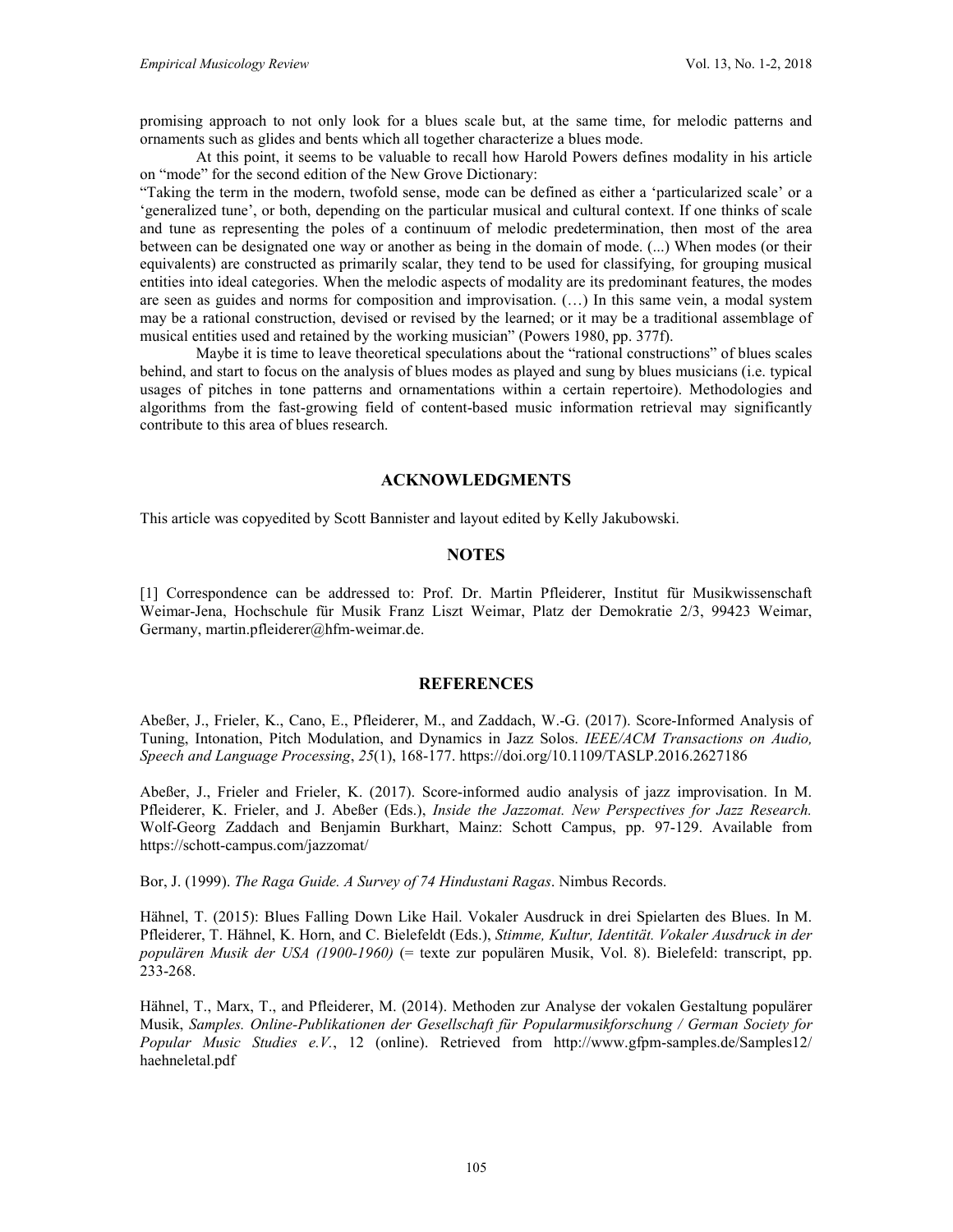promising approach to not only look for a blues scale but, at the same time, for melodic patterns and ornaments such as glides and bents which all together characterize a blues mode.

At this point, it seems to be valuable to recall how Harold Powers defines modality in his article on "mode" for the second edition of the New Grove Dictionary:

"Taking the term in the modern, twofold sense, mode can be defined as either a 'particularized scale' or a 'generalized tune', or both, depending on the particular musical and cultural context. If one thinks of scale and tune as representing the poles of a continuum of melodic predetermination, then most of the area between can be designated one way or another as being in the domain of mode. (...) When modes (or their equivalents) are constructed as primarily scalar, they tend to be used for classifying, for grouping musical entities into ideal categories. When the melodic aspects of modality are its predominant features, the modes are seen as guides and norms for composition and improvisation. (…) In this same vein, a modal system may be a rational construction, devised or revised by the learned; or it may be a traditional assemblage of musical entities used and retained by the working musician" (Powers 1980, pp. 377f).

Maybe it is time to leave theoretical speculations about the "rational constructions" of blues scales behind, and start to focus on the analysis of blues modes as played and sung by blues musicians (i.e. typical usages of pitches in tone patterns and ornamentations within a certain repertoire). Methodologies and algorithms from the fast-growing field of content-based music information retrieval may significantly contribute to this area of blues research.

## ACKNOWLEDGMENTS

This article was copyedited by Scott Bannister and layout edited by Kelly Jakubowski.

## NOTES

[1] Correspondence can be addressed to: Prof. Dr. Martin Pfleiderer, Institut für Musikwissenschaft Weimar-Jena, Hochschule für Musik Franz Liszt Weimar, Platz der Demokratie 2/3, 99423 Weimar, Germany, martin.pfleiderer@hfm-weimar.de.

## REFERENCES

Abeßer, J., Frieler, K., Cano, E., Pfleiderer, M., and Zaddach, W.-G. (2017). Score-Informed Analysis of Tuning, Intonation, Pitch Modulation, and Dynamics in Jazz Solos. *IEEE/ACM Transactions on Audio, Speech and Language Processing*, *25*(1), 168-177. https://doi.org/10.1109/TASLP.2016.2627186

Abeßer, J., Frieler and Frieler, K. (2017). Score-informed audio analysis of jazz improvisation. In M. Pfleiderer, K. Frieler, and J. Abeßer (Eds.), *Inside the Jazzomat. New Perspectives for Jazz Research.* Wolf-Georg Zaddach and Benjamin Burkhart, Mainz: Schott Campus, pp. 97-129. Available from https://schott-campus.com/jazzomat/

Bor, J. (1999). *The Raga Guide. A Survey of 74 Hindustani Ragas*. Nimbus Records.

Hähnel, T. (2015): Blues Falling Down Like Hail. Vokaler Ausdruck in drei Spielarten des Blues. In M. Pfleiderer, T. Hähnel, K. Horn, and C. Bielefeldt (Eds.), *Stimme, Kultur, Identität. Vokaler Ausdruck in der populären Musik der USA (1900-1960)* (= texte zur populären Musik, Vol. 8). Bielefeld: transcript, pp. 233-268.

Hähnel, T., Marx, T., and Pfleiderer, M. (2014). Methoden zur Analyse der vokalen Gestaltung populärer Musik, *Samples. Online-Publikationen der Gesellschaft für Popularmusikforschung / German Society for Popular Music Studies e.V.*, 12 (online). Retrieved from http://www.gfpm-samples.de/Samples12/haehneletal.pdf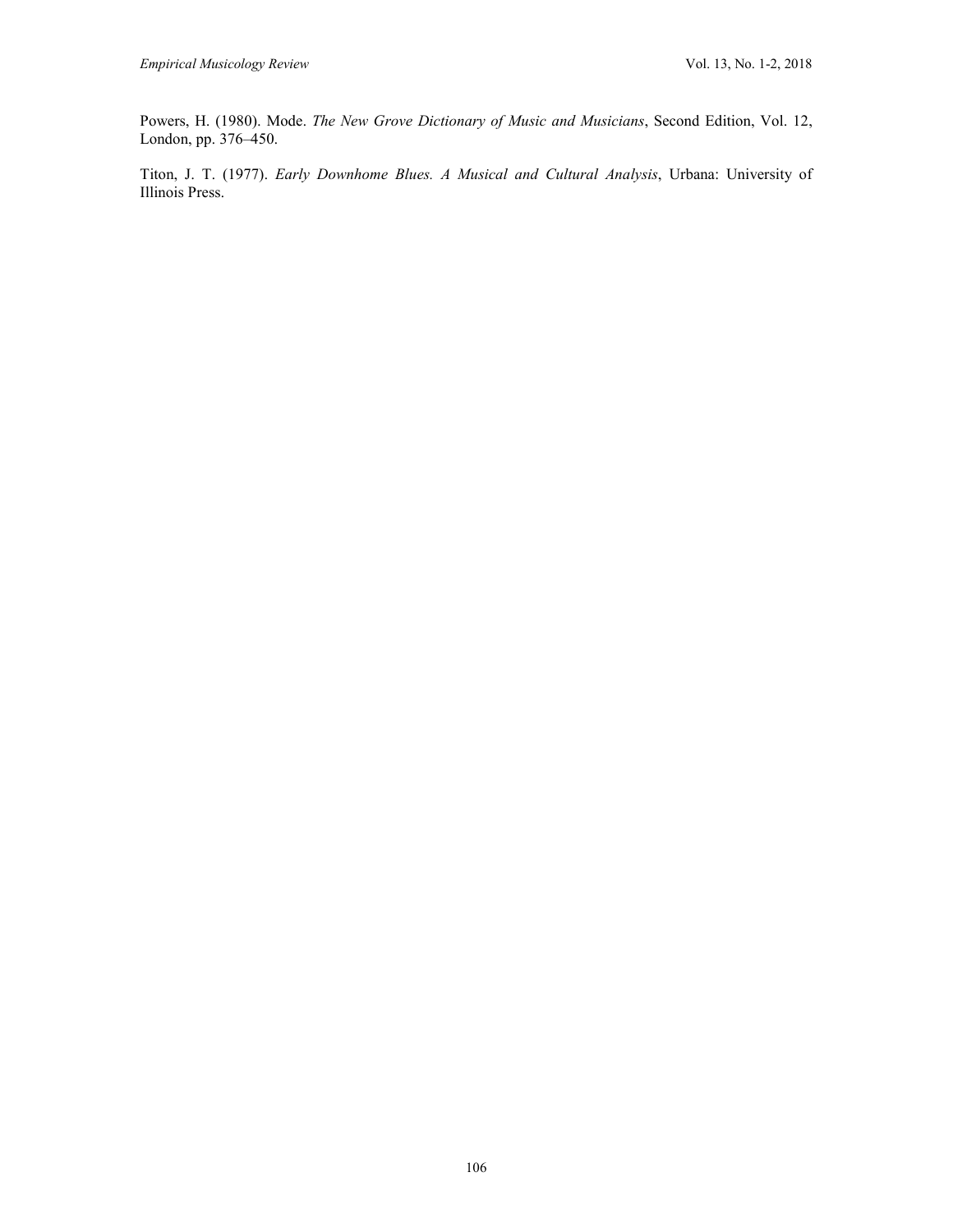Powers, H. (1980). Mode. *The New Grove Dictionary of Music and Musicians*, Second Edition, Vol. 12, London, pp. 376–450.

Titon, J. T. (1977). *Early Downhome Blues. A Musical and Cultural Analysis*, Urbana: University of Illinois Press.